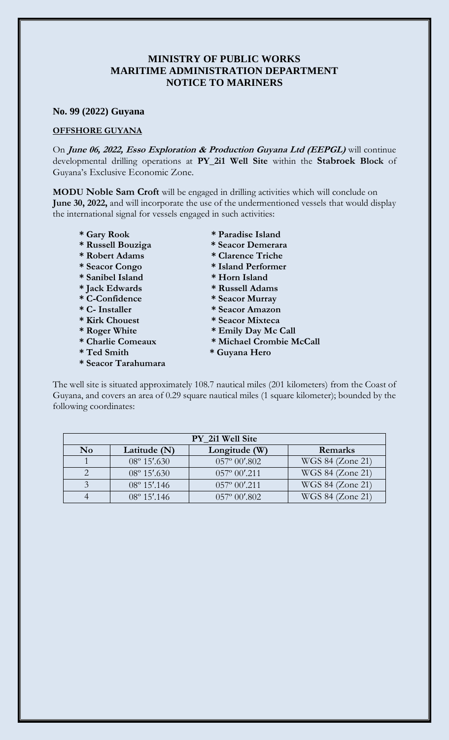# MINISTRY OF PUBLIC WORKS
# MARITIME ADMINISTRATION DEPARTMENT
# NOTICE TO MARINERS

### No. 99 (2022) Guyana

**OFFSHORE GUYANA**

On ***June 06, 2022, Esso Exploration & Production Guyana Ltd (EEPGL)*** will continue developmental drilling operations at **PY_2i1 Well Site** within the **Stabroek Block** of Guyana's Exclusive Economic Zone.

**MODU Noble Sam Croft** will be engaged in drilling activities which will conclude on **June 30, 2022,** and will incorporate the use of the undermentioned vessels that would display the international signal for vessels engaged in such activities:

- **Gary Rook**
- **Russell Bouziga**
- **Robert Adams**
- **Seacor Congo**
- **Sanibel Island**
- **Jack Edwards**
- **C-Confidence**
- **C- Installer**
- **Kirk Chouest**
- **Roger White**
- **Charlie Comeaux**
- **Ted Smith**
- **Seacor Tarahumara**
- **Paradise Island**
- **Seacor Demerara**
- **Clarence Triche**
- **Island Performer**
- **Horn Island**
- **Russell Adams**
- **Seacor Murray**
- **Seacor Amazon**
- **Seacor Mixteca**
- **Emily Day Mc Call**
- **Michael Crombie McCall**
- **Guyana Hero**

The well site is situated approximately 108.7 nautical miles (201 kilometers) from the Coast of Guyana, and covers an area of 0.29 square nautical miles (1 square kilometer); bounded by the following coordinates:

| PY_2i1 Well Site | | | |
|---|---|---|---|
| **No** | **Latitude (N)** | **Longitude (W)** | **Remarks** |
| 1 | 08º 15′.630 | 057º 00′.802 | WGS 84 (Zone 21) |
| 2 | 08º 15′.630 | 057º 00′.211 | WGS 84 (Zone 21) |
| 3 | 08º 15′.146 | 057º 00′.211 | WGS 84 (Zone 21) |
| 4 | 08º 15′.146 | 057º 00′.802 | WGS 84 (Zone 21) |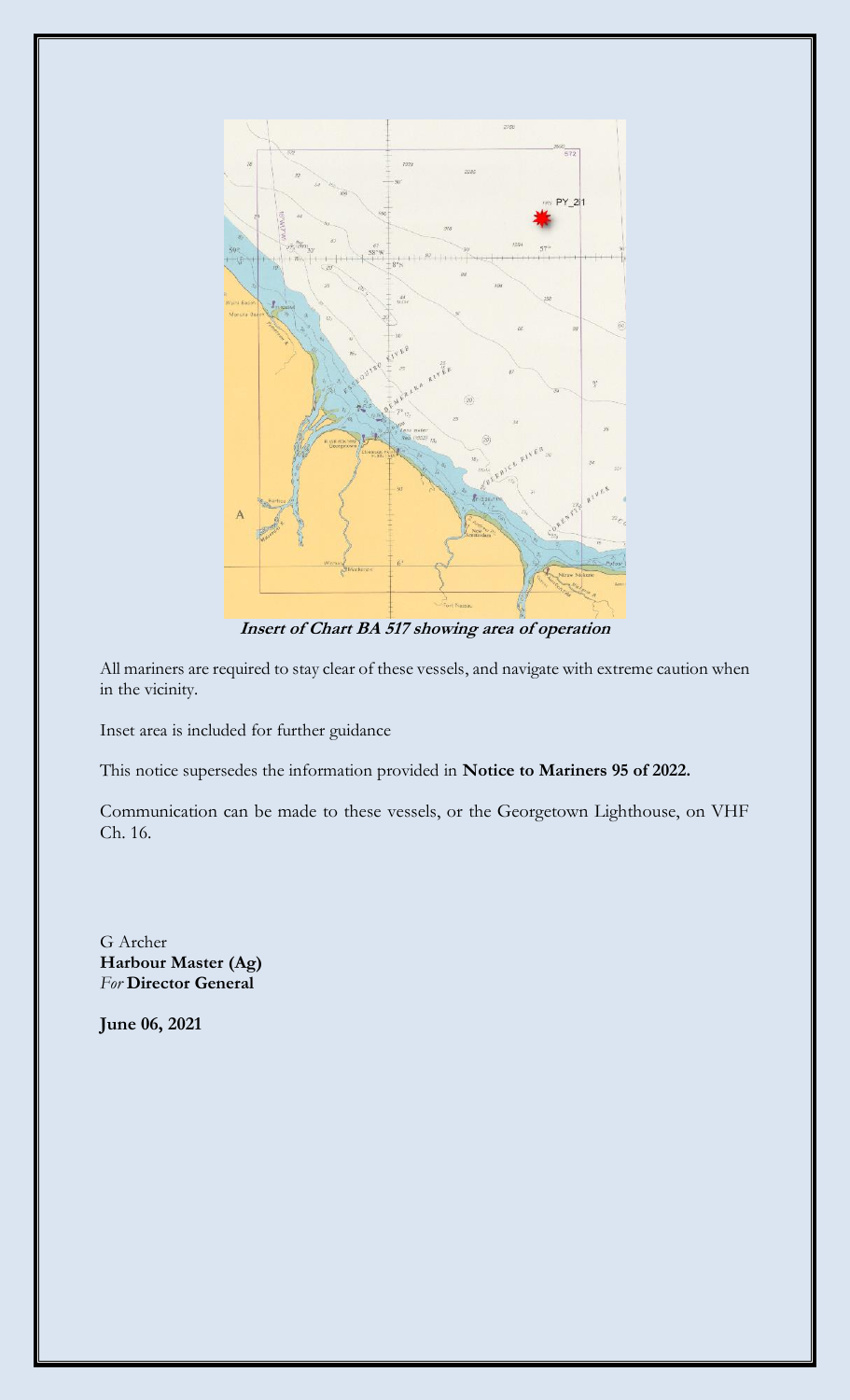**Insert of Chart BA 517 showing area of operation**

All mariners are required to stay clear of these vessels, and navigate with extreme caution when in the vicinity.

Inset area is included for further guidance

This notice supersedes the information provided in **Notice to Mariners 95 of 2022.**

Communication can be made to these vessels, or the Georgetown Lighthouse, on VHF Ch. 16.

G Archer
**Harbour Master (Ag)**
*For* **Director General**

**June 06, 2021**